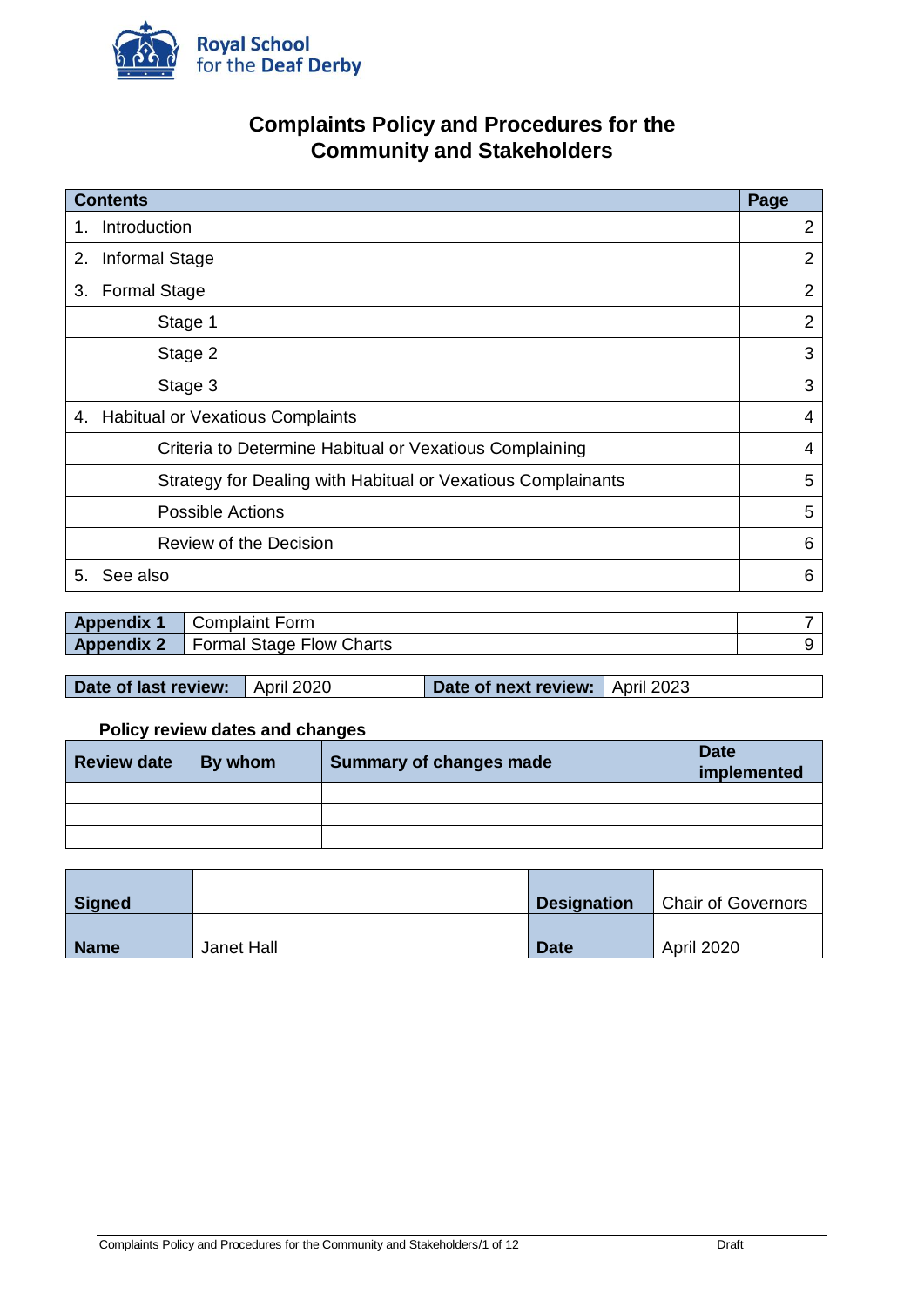Royal School for the Deaf Derby

# Complaints Policy and Procedures for the Community and Stakeholders

| Contents | Page |
|---|---|
| 1. Introduction | 2 |
| 2. Informal Stage | 2 |
| 3. Formal Stage | 2 |
| Stage 1 | 2 |
| Stage 2 | 3 |
| Stage 3 | 3 |
| 4. Habitual or Vexatious Complaints | 4 |
| Criteria to Determine Habitual or Vexatious Complaining | 4 |
| Strategy for Dealing with Habitual or Vexatious Complainants | 5 |
| Possible Actions | 5 |
| Review of the Decision | 6 |
| 5. See also | 6 |

| | | |
|---|---|---|
| **Appendix 1** | Complaint Form | 7 |
| **Appendix 2** | Formal Stage Flow Charts | 9 |

| **Date of last review:** | April 2020 | **Date of next review:** | April 2023 |
|---|---|---|---|

**Policy review dates and changes**

| Review date | By whom | Summary of changes made | Date implemented |
|---|---|---|---|
| | | | |
| | | | |
| | | | |

| | | | |
|---|---|---|---|
| **Signed** | | **Designation** | Chair of Governors |
| **Name** | Janet Hall | **Date** | April 2020 |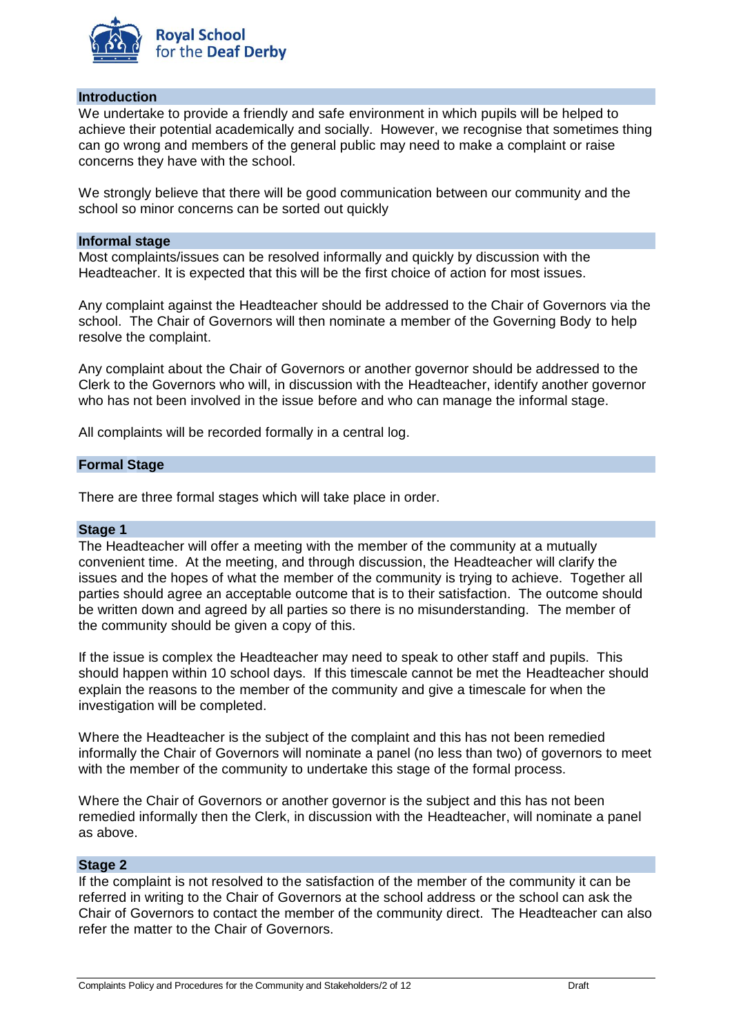## Introduction

We undertake to provide a friendly and safe environment in which pupils will be helped to achieve their potential academically and socially. However, we recognise that sometimes thing can go wrong and members of the general public may need to make a complaint or raise concerns they have with the school.

We strongly believe that there will be good communication between our community and the school so minor concerns can be sorted out quickly

## Informal stage

Most complaints/issues can be resolved informally and quickly by discussion with the Headteacher. It is expected that this will be the first choice of action for most issues.

Any complaint against the Headteacher should be addressed to the Chair of Governors via the school. The Chair of Governors will then nominate a member of the Governing Body to help resolve the complaint.

Any complaint about the Chair of Governors or another governor should be addressed to the Clerk to the Governors who will, in discussion with the Headteacher, identify another governor who has not been involved in the issue before and who can manage the informal stage.

All complaints will be recorded formally in a central log.

## Formal Stage

There are three formal stages which will take place in order.

### Stage 1

The Headteacher will offer a meeting with the member of the community at a mutually convenient time. At the meeting, and through discussion, the Headteacher will clarify the issues and the hopes of what the member of the community is trying to achieve. Together all parties should agree an acceptable outcome that is to their satisfaction. The outcome should be written down and agreed by all parties so there is no misunderstanding. The member of the community should be given a copy of this.

If the issue is complex the Headteacher may need to speak to other staff and pupils. This should happen within 10 school days. If this timescale cannot be met the Headteacher should explain the reasons to the member of the community and give a timescale for when the investigation will be completed.

Where the Headteacher is the subject of the complaint and this has not been remedied informally the Chair of Governors will nominate a panel (no less than two) of governors to meet with the member of the community to undertake this stage of the formal process.

Where the Chair of Governors or another governor is the subject and this has not been remedied informally then the Clerk, in discussion with the Headteacher, will nominate a panel as above.

### Stage 2

If the complaint is not resolved to the satisfaction of the member of the community it can be referred in writing to the Chair of Governors at the school address or the school can ask the Chair of Governors to contact the member of the community direct. The Headteacher can also refer the matter to the Chair of Governors.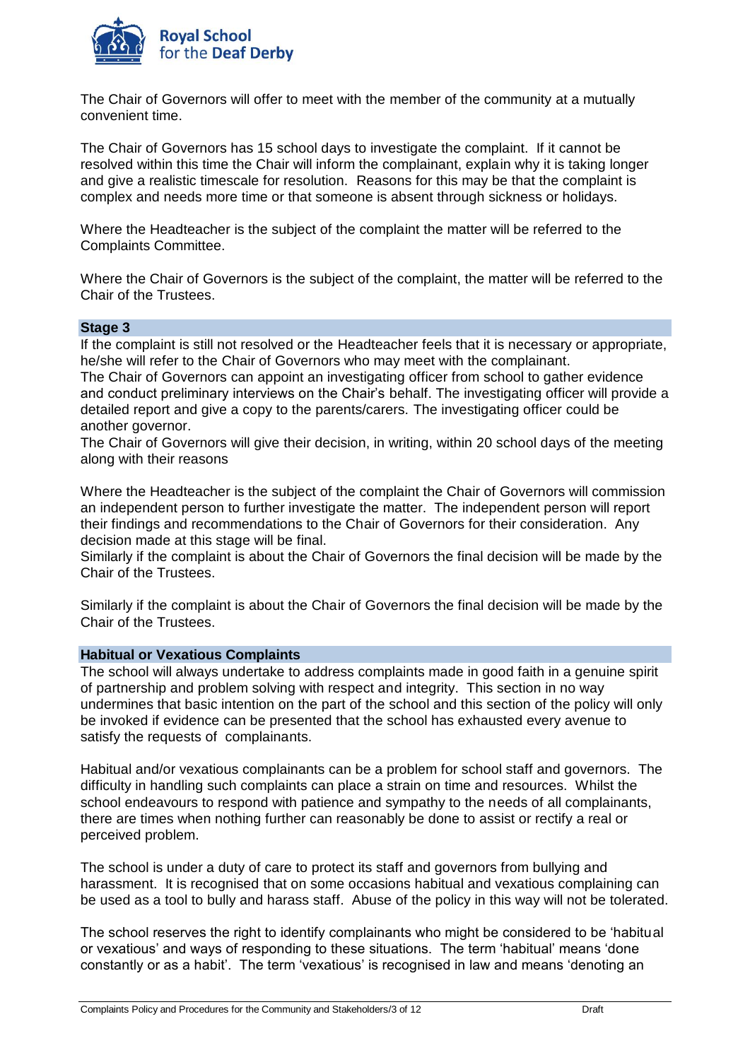The Chair of Governors will offer to meet with the member of the community at a mutually convenient time.

The Chair of Governors has 15 school days to investigate the complaint. If it cannot be resolved within this time the Chair will inform the complainant, explain why it is taking longer and give a realistic timescale for resolution. Reasons for this may be that the complaint is complex and needs more time or that someone is absent through sickness or holidays.

Where the Headteacher is the subject of the complaint the matter will be referred to the Complaints Committee.

Where the Chair of Governors is the subject of the complaint, the matter will be referred to the Chair of the Trustees.

## Stage 3

If the complaint is still not resolved or the Headteacher feels that it is necessary or appropriate, he/she will refer to the Chair of Governors who may meet with the complainant.
The Chair of Governors can appoint an investigating officer from school to gather evidence and conduct preliminary interviews on the Chair's behalf. The investigating officer will provide a detailed report and give a copy to the parents/carers. The investigating officer could be another governor.
The Chair of Governors will give their decision, in writing, within 20 school days of the meeting along with their reasons

Where the Headteacher is the subject of the complaint the Chair of Governors will commission an independent person to further investigate the matter. The independent person will report their findings and recommendations to the Chair of Governors for their consideration. Any decision made at this stage will be final.
Similarly if the complaint is about the Chair of Governors the final decision will be made by the Chair of the Trustees.

Similarly if the complaint is about the Chair of Governors the final decision will be made by the Chair of the Trustees.

## Habitual or Vexatious Complaints

The school will always undertake to address complaints made in good faith in a genuine spirit of partnership and problem solving with respect and integrity. This section in no way undermines that basic intention on the part of the school and this section of the policy will only be invoked if evidence can be presented that the school has exhausted every avenue to satisfy the requests of complainants.

Habitual and/or vexatious complainants can be a problem for school staff and governors. The difficulty in handling such complaints can place a strain on time and resources. Whilst the school endeavours to respond with patience and sympathy to the needs of all complainants, there are times when nothing further can reasonably be done to assist or rectify a real or perceived problem.

The school is under a duty of care to protect its staff and governors from bullying and harassment. It is recognised that on some occasions habitual and vexatious complaining can be used as a tool to bully and harass staff. Abuse of the policy in this way will not be tolerated.

The school reserves the right to identify complainants who might be considered to be 'habitual or vexatious' and ways of responding to these situations. The term 'habitual' means 'done constantly or as a habit'. The term 'vexatious' is recognised in law and means 'denoting an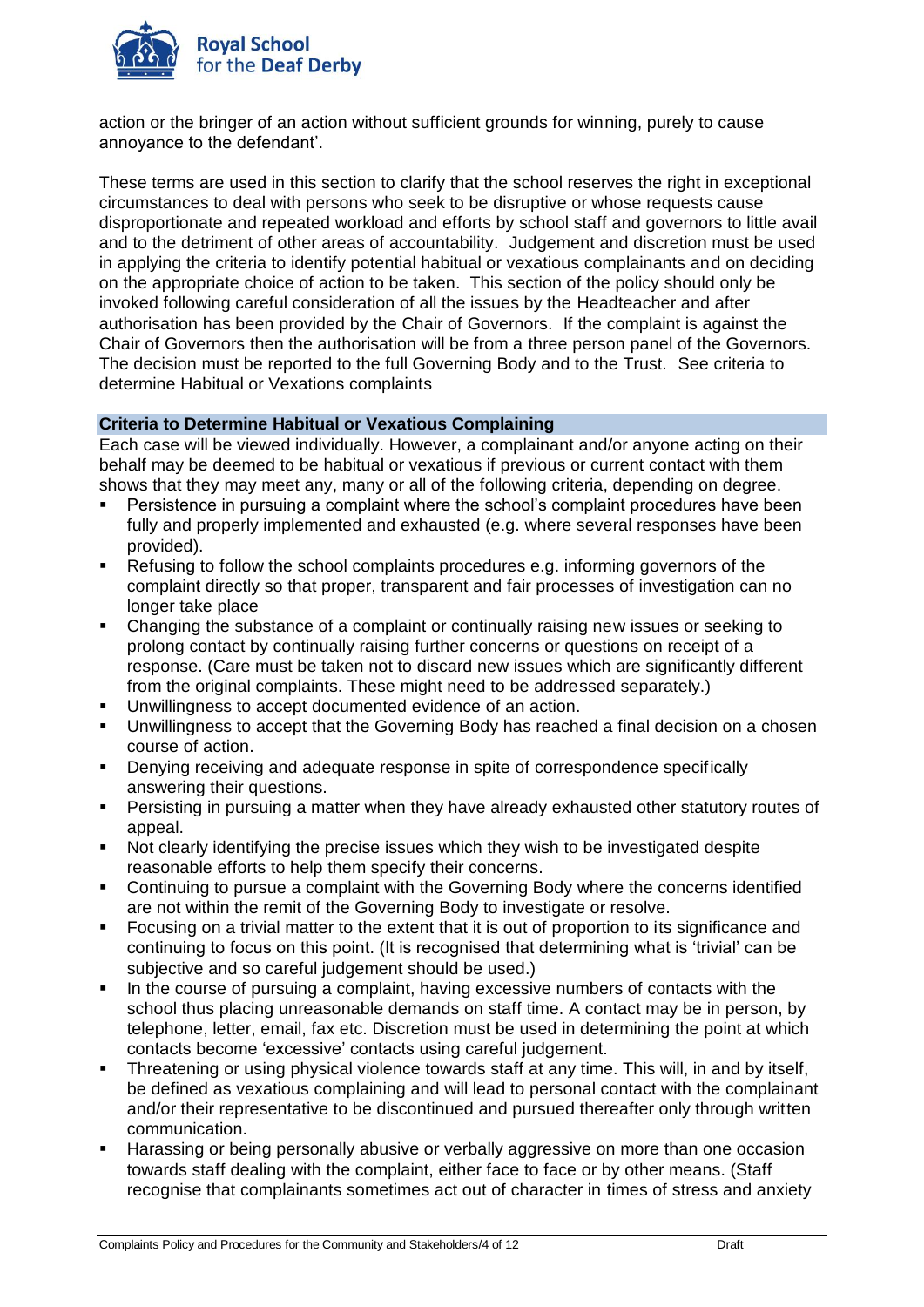action or the bringer of an action without sufficient grounds for winning, purely to cause annoyance to the defendant'.

These terms are used in this section to clarify that the school reserves the right in exceptional circumstances to deal with persons who seek to be disruptive or whose requests cause disproportionate and repeated workload and efforts by school staff and governors to little avail and to the detriment of other areas of accountability. Judgement and discretion must be used in applying the criteria to identify potential habitual or vexatious complainants and on deciding on the appropriate choice of action to be taken. This section of the policy should only be invoked following careful consideration of all the issues by the Headteacher and after authorisation has been provided by the Chair of Governors. If the complaint is against the Chair of Governors then the authorisation will be from a three person panel of the Governors. The decision must be reported to the full Governing Body and to the Trust. See criteria to determine Habitual or Vexations complaints

### Criteria to Determine Habitual or Vexatious Complaining

Each case will be viewed individually. However, a complainant and/or anyone acting on their behalf may be deemed to be habitual or vexatious if previous or current contact with them shows that they may meet any, many or all of the following criteria, depending on degree.

- Persistence in pursuing a complaint where the school's complaint procedures have been fully and properly implemented and exhausted (e.g. where several responses have been provided).
- Refusing to follow the school complaints procedures e.g. informing governors of the complaint directly so that proper, transparent and fair processes of investigation can no longer take place
- Changing the substance of a complaint or continually raising new issues or seeking to prolong contact by continually raising further concerns or questions on receipt of a response. (Care must be taken not to discard new issues which are significantly different from the original complaints. These might need to be addressed separately.)
- Unwillingness to accept documented evidence of an action.
- Unwillingness to accept that the Governing Body has reached a final decision on a chosen course of action.
- Denying receiving and adequate response in spite of correspondence specifically answering their questions.
- Persisting in pursuing a matter when they have already exhausted other statutory routes of appeal.
- Not clearly identifying the precise issues which they wish to be investigated despite reasonable efforts to help them specify their concerns.
- Continuing to pursue a complaint with the Governing Body where the concerns identified are not within the remit of the Governing Body to investigate or resolve.
- Focusing on a trivial matter to the extent that it is out of proportion to its significance and continuing to focus on this point. (It is recognised that determining what is 'trivial' can be subjective and so careful judgement should be used.)
- In the course of pursuing a complaint, having excessive numbers of contacts with the school thus placing unreasonable demands on staff time. A contact may be in person, by telephone, letter, email, fax etc. Discretion must be used in determining the point at which contacts become 'excessive' contacts using careful judgement.
- Threatening or using physical violence towards staff at any time. This will, in and by itself, be defined as vexatious complaining and will lead to personal contact with the complainant and/or their representative to be discontinued and pursued thereafter only through written communication.
- Harassing or being personally abusive or verbally aggressive on more than one occasion towards staff dealing with the complaint, either face to face or by other means. (Staff recognise that complainants sometimes act out of character in times of stress and anxiety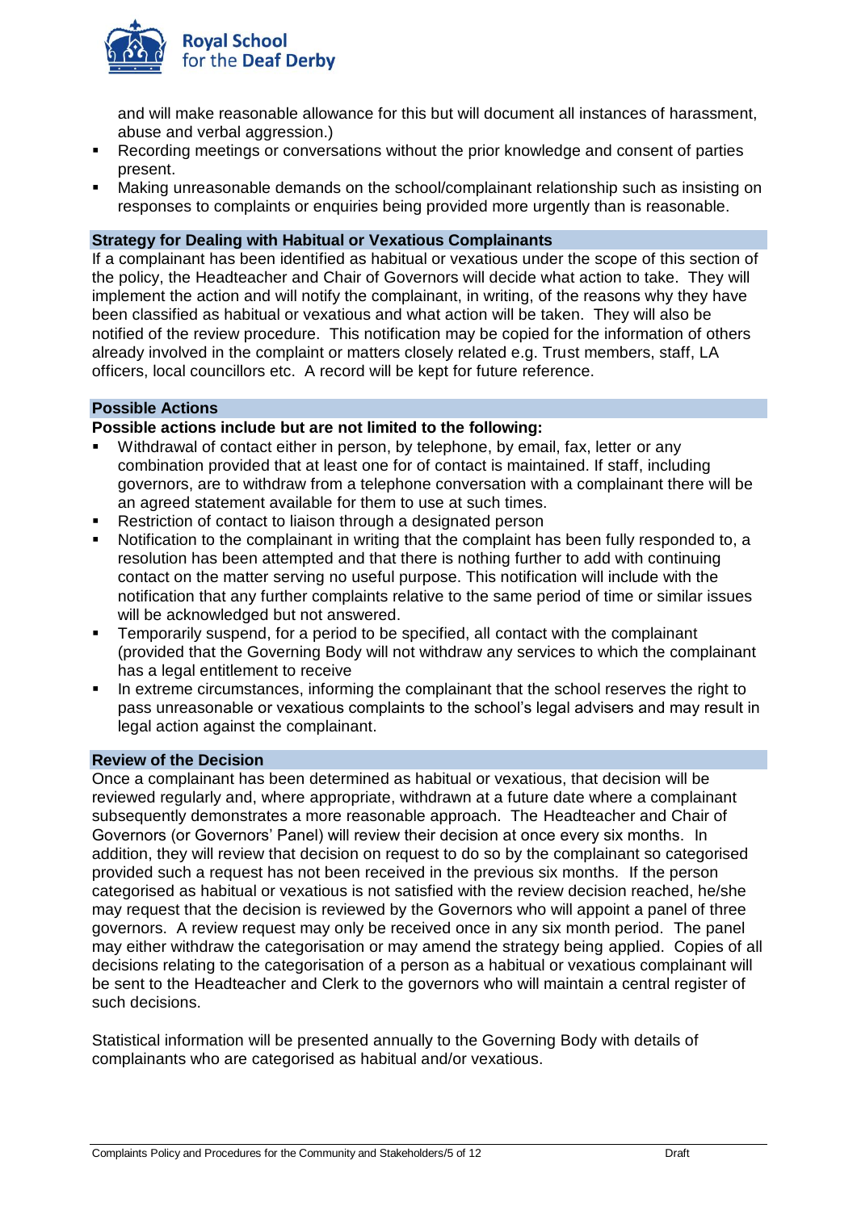and will make reasonable allowance for this but will document all instances of harassment, abuse and verbal aggression.)

- Recording meetings or conversations without the prior knowledge and consent of parties present.
- Making unreasonable demands on the school/complainant relationship such as insisting on responses to complaints or enquiries being provided more urgently than is reasonable.

### Strategy for Dealing with Habitual or Vexatious Complainants

If a complainant has been identified as habitual or vexatious under the scope of this section of the policy, the Headteacher and Chair of Governors will decide what action to take. They will implement the action and will notify the complainant, in writing, of the reasons why they have been classified as habitual or vexatious and what action will be taken. They will also be notified of the review procedure. This notification may be copied for the information of others already involved in the complaint or matters closely related e.g. Trust members, staff, LA officers, local councillors etc. A record will be kept for future reference.

### Possible Actions

**Possible actions include but are not limited to the following:**

- Withdrawal of contact either in person, by telephone, by email, fax, letter or any combination provided that at least one for of contact is maintained. If staff, including governors, are to withdraw from a telephone conversation with a complainant there will be an agreed statement available for them to use at such times.
- Restriction of contact to liaison through a designated person
- Notification to the complainant in writing that the complaint has been fully responded to, a resolution has been attempted and that there is nothing further to add with continuing contact on the matter serving no useful purpose. This notification will include with the notification that any further complaints relative to the same period of time or similar issues will be acknowledged but not answered.
- Temporarily suspend, for a period to be specified, all contact with the complainant (provided that the Governing Body will not withdraw any services to which the complainant has a legal entitlement to receive
- In extreme circumstances, informing the complainant that the school reserves the right to pass unreasonable or vexatious complaints to the school's legal advisers and may result in legal action against the complainant.

### Review of the Decision

Once a complainant has been determined as habitual or vexatious, that decision will be reviewed regularly and, where appropriate, withdrawn at a future date where a complainant subsequently demonstrates a more reasonable approach. The Headteacher and Chair of Governors (or Governors' Panel) will review their decision at once every six months. In addition, they will review that decision on request to do so by the complainant so categorised provided such a request has not been received in the previous six months. If the person categorised as habitual or vexatious is not satisfied with the review decision reached, he/she may request that the decision is reviewed by the Governors who will appoint a panel of three governors. A review request may only be received once in any six month period. The panel may either withdraw the categorisation or may amend the strategy being applied. Copies of all decisions relating to the categorisation of a person as a habitual or vexatious complainant will be sent to the Headteacher and Clerk to the governors who will maintain a central register of such decisions.

Statistical information will be presented annually to the Governing Body with details of complainants who are categorised as habitual and/or vexatious.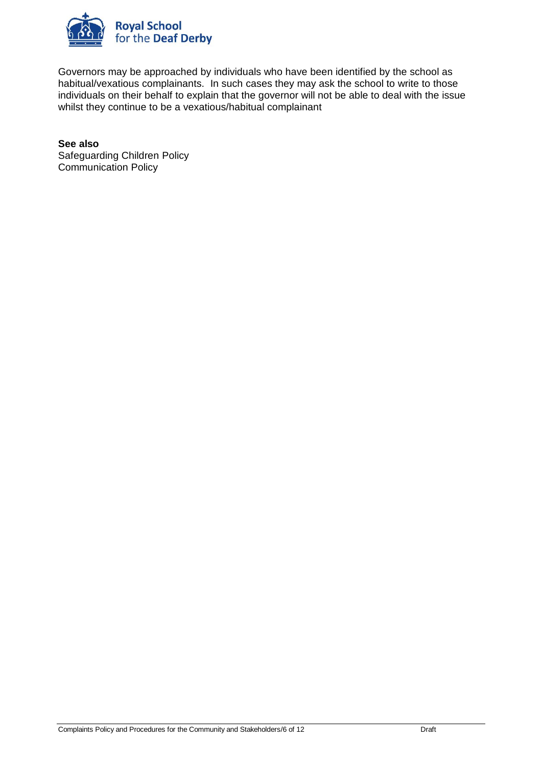Governors may be approached by individuals who have been identified by the school as habitual/vexatious complainants. In such cases they may ask the school to write to those individuals on their behalf to explain that the governor will not be able to deal with the issue whilst they continue to be a vexatious/habitual complainant

**See also**
Safeguarding Children Policy
Communication Policy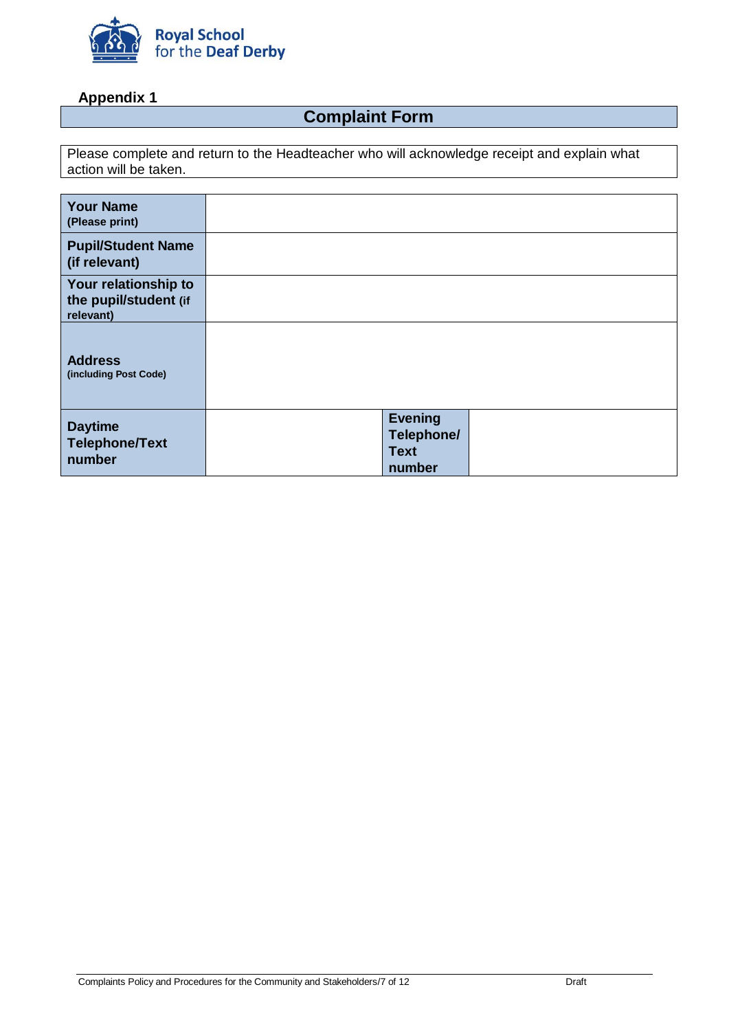Royal School for the Deaf Derby

**Appendix 1**

## Complaint Form

Please complete and return to the Headteacher who will acknowledge receipt and explain what action will be taken.

| | | | |
|---|---|---|---|
| **Your Name** (Please print) | | | |
| **Pupil/Student Name (if relevant)** | | | |
| **Your relationship to the pupil/student** (if relevant) | | | |
| **Address** (including Post Code) | | | |
| **Daytime Telephone/Text number** | | **Evening Telephone/ Text number** | |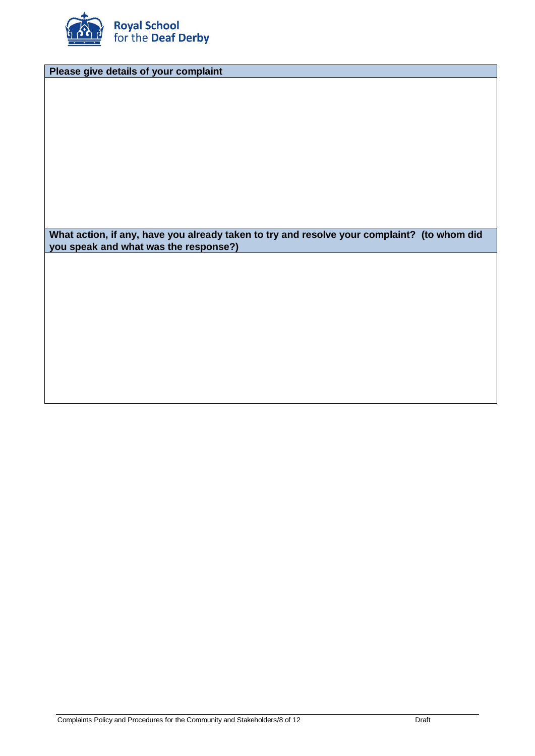**Royal School for the Deaf Derby**

| Please give details of your complaint |
|---|
| |

| What action, if any, have you already taken to try and resolve your complaint? (to whom did you speak and what was the response?) |
|---|
| |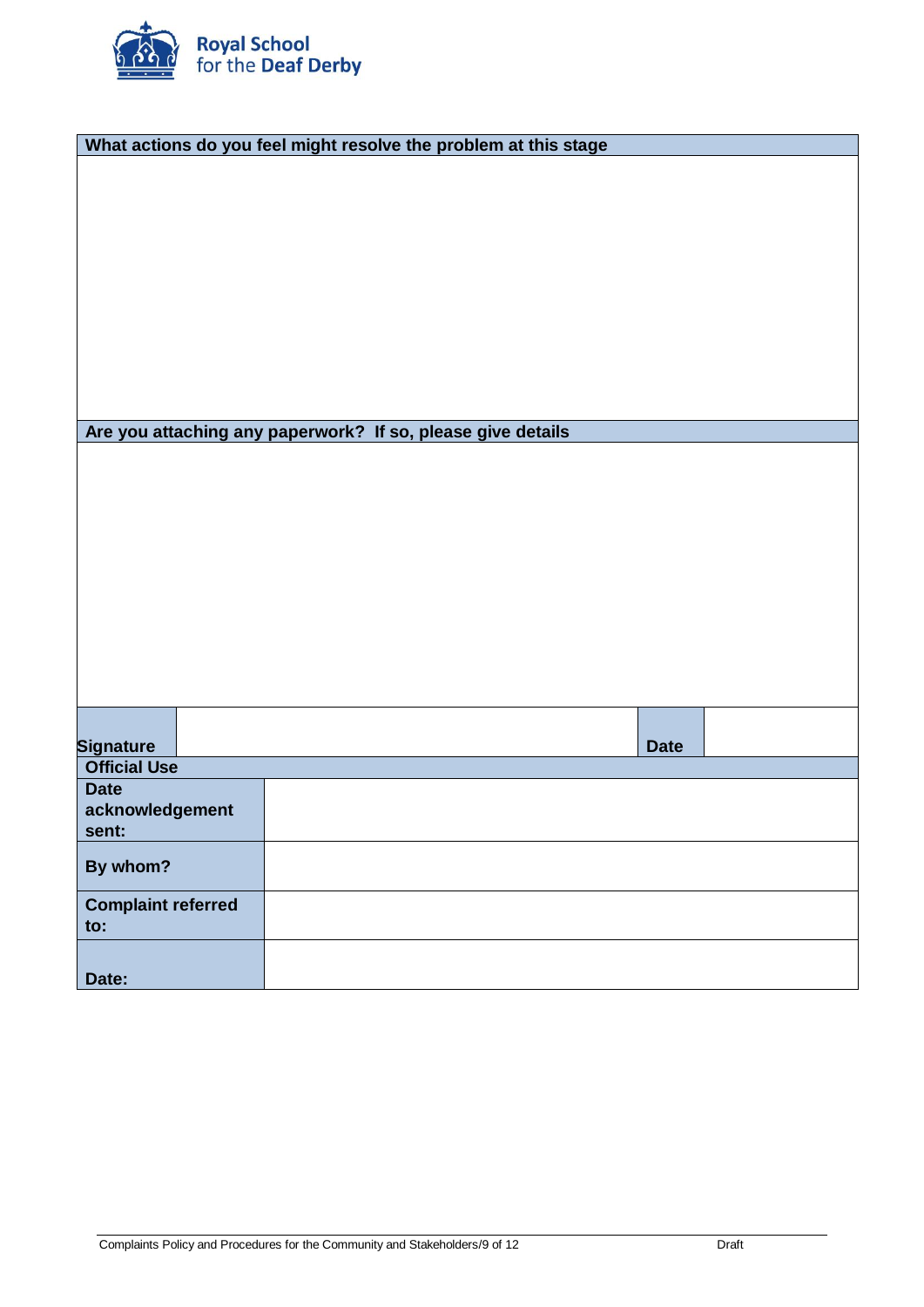Royal School for the Deaf Derby

| What actions do you feel might resolve the problem at this stage |
|---|
| |

| Are you attaching any paperwork? If so, please give details |
|---|
| |

| Signature | | Date | |
|---|---|---|---|

| Official Use | |
|---|---|
| Date acknowledgement sent: | |
| By whom? | |
| Complaint referred to: | |
| Date: | |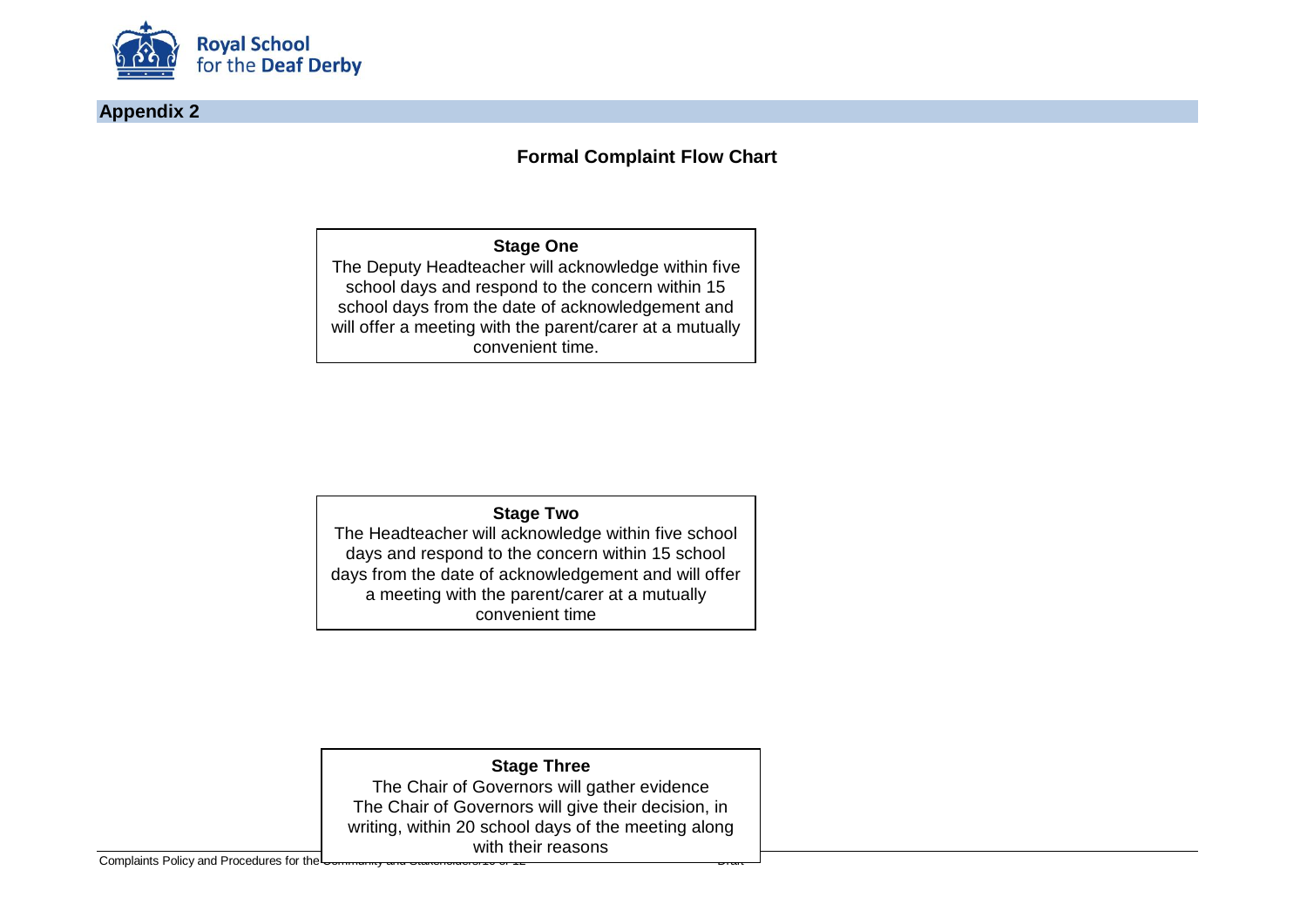## Appendix 2

### Formal Complaint Flow Chart

**Stage One**

The Deputy Headteacher will acknowledge within five school days and respond to the concern within 15 school days from the date of acknowledgement and will offer a meeting with the parent/carer at a mutually convenient time.

**Stage Two**

The Headteacher will acknowledge within five school days and respond to the concern within 15 school days from the date of acknowledgement and will offer a meeting with the parent/carer at a mutually convenient time

**Stage Three**

The Chair of Governors will gather evidence
The Chair of Governors will give their decision, in writing, within 20 school days of the meeting along with their reasons